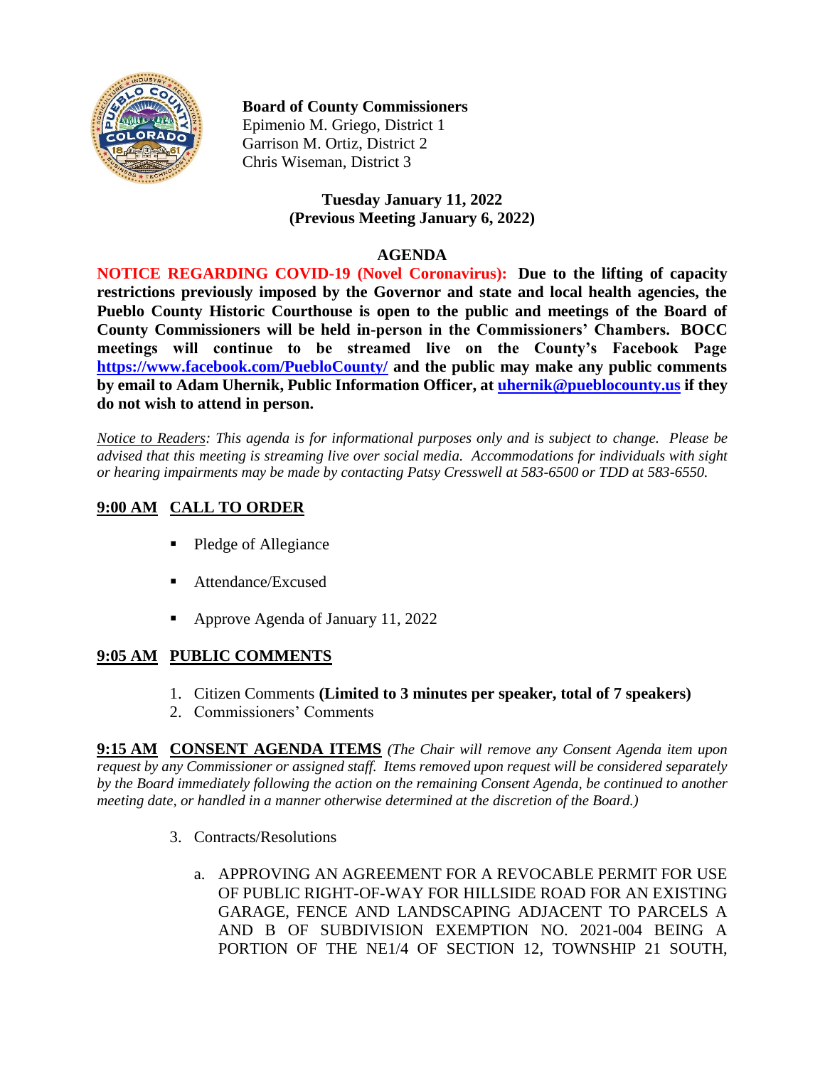**Board of County Commissioners**
Epimenio M. Griego, District 1
Garrison M. Ortiz, District 2
Chris Wiseman, District 3

**Tuesday January 11, 2022**
**(Previous Meeting January 6, 2022)**

# AGENDA

**NOTICE REGARDING COVID-19 (Novel Coronavirus): Due to the lifting of capacity restrictions previously imposed by the Governor and state and local health agencies, the Pueblo County Historic Courthouse is open to the public and meetings of the Board of County Commissioners will be held in-person in the Commissioners' Chambers. BOCC meetings will continue to be streamed live on the County's Facebook Page [https://www.facebook.com/PuebloCounty/](https://www.facebook.com/PuebloCounty/) and the public may make any public comments by email to Adam Uhernik, Public Information Officer, at [uhernik@pueblocounty.us](mailto:uhernik@pueblocounty.us) if they do not wish to attend in person.**

*Notice to Readers: This agenda is for informational purposes only and is subject to change. Please be advised that this meeting is streaming live over social media. Accommodations for individuals with sight or hearing impairments may be made by contacting Patsy Cresswell at 583-6500 or TDD at 583-6550.*

## 9:00 AM CALL TO ORDER

- Pledge of Allegiance
- Attendance/Excused
- Approve Agenda of January 11, 2022

## 9:05 AM PUBLIC COMMENTS

1. Citizen Comments **(Limited to 3 minutes per speaker, total of 7 speakers)**
2. Commissioners' Comments

## 9:15 AM CONSENT AGENDA ITEMS

*(The Chair will remove any Consent Agenda item upon request by any Commissioner or assigned staff. Items removed upon request will be considered separately by the Board immediately following the action on the remaining Consent Agenda, be continued to another meeting date, or handled in a manner otherwise determined at the discretion of the Board.)*

3. Contracts/Resolutions

   a. APPROVING AN AGREEMENT FOR A REVOCABLE PERMIT FOR USE OF PUBLIC RIGHT-OF-WAY FOR HILLSIDE ROAD FOR AN EXISTING GARAGE, FENCE AND LANDSCAPING ADJACENT TO PARCELS A AND B OF SUBDIVISION EXEMPTION NO. 2021-004 BEING A PORTION OF THE NE1/4 OF SECTION 12, TOWNSHIP 21 SOUTH,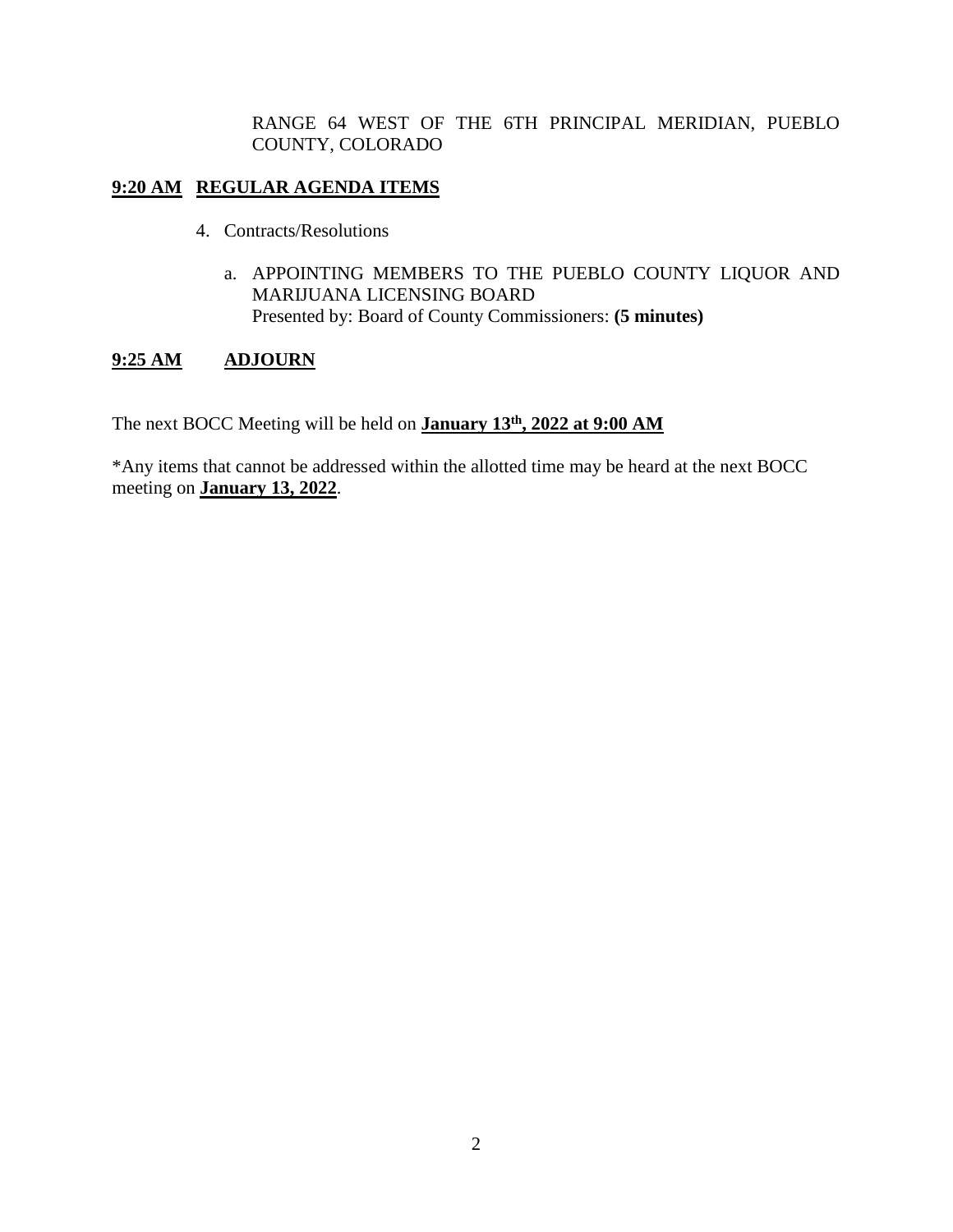RANGE 64 WEST OF THE 6TH PRINCIPAL MERIDIAN, PUEBLO COUNTY, COLORADO

## **9:20 AM REGULAR AGENDA ITEMS**

4. Contracts/Resolutions

   a. APPOINTING MEMBERS TO THE PUEBLO COUNTY LIQUOR AND MARIJUANA LICENSING BOARD
   Presented by: Board of County Commissioners: **(5 minutes)**

## **9:25 AM ADJOURN**

The next BOCC Meeting will be held on **January 13th, 2022 at 9:00 AM**

*Any items that cannot be addressed within the allotted time may be heard at the next BOCC meeting on **January 13, 2022**.